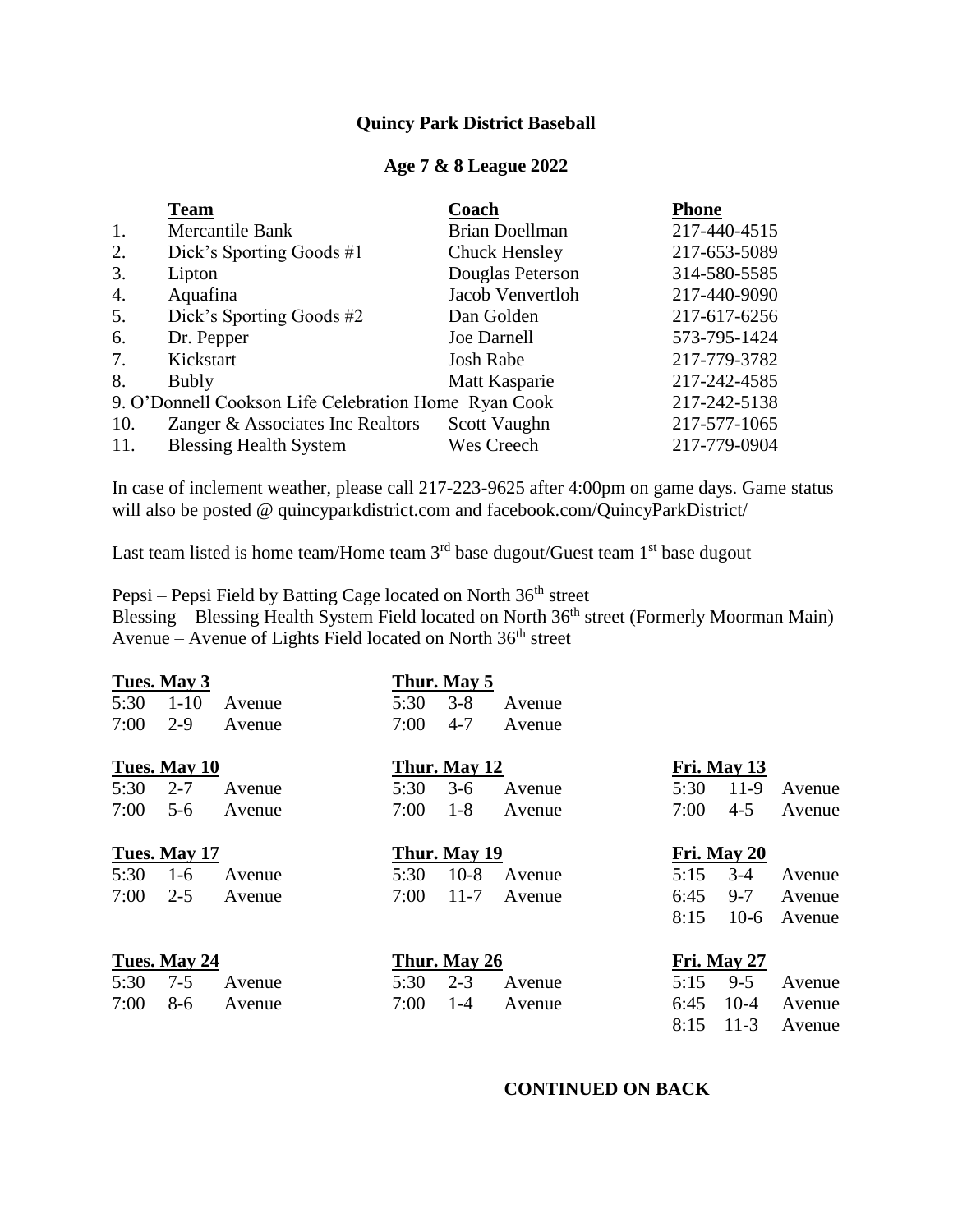**Quincy Park District Baseball**

**Age 7 & 8 League 2022**

| | Team | Coach | Phone |
|---|---|---|---|
| 1. | Mercantile Bank | Brian Doellman | 217-440-4515 |
| 2. | Dick's Sporting Goods #1 | Chuck Hensley | 217-653-5089 |
| 3. | Lipton | Douglas Peterson | 314-580-5585 |
| 4. | Aquafina | Jacob Venvertloh | 217-440-9090 |
| 5. | Dick's Sporting Goods #2 | Dan Golden | 217-617-6256 |
| 6. | Dr. Pepper | Joe Darnell | 573-795-1424 |
| 7. | Kickstart | Josh Rabe | 217-779-3782 |
| 8. | Bubly | Matt Kasparie | 217-242-4585 |
| 9. | O'Donnell Cookson Life Celebration Home | Ryan Cook | 217-242-5138 |
| 10. | Zanger & Associates Inc Realtors | Scott Vaughn | 217-577-1065 |
| 11. | Blessing Health System | Wes Creech | 217-779-0904 |

In case of inclement weather, please call 217-223-9625 after 4:00pm on game days. Game status will also be posted @ quincyparkdistrict.com and facebook.com/QuincyParkDistrict/

Last team listed is home team/Home team 3rd base dugout/Guest team 1st base dugout

Pepsi – Pepsi Field by Batting Cage located on North 36th street
Blessing – Blessing Health System Field located on North 36th street (Formerly Moorman Main)
Avenue – Avenue of Lights Field located on North 36th street

**Tues. May 3**
5:30 1-10 Avenue
7:00 2-9 Avenue

**Thur. May 5**
5:30 3-8 Avenue
7:00 4-7 Avenue

**Tues. May 10**
5:30 2-7 Avenue
7:00 5-6 Avenue

**Thur. May 12**
5:30 3-6 Avenue
7:00 1-8 Avenue

**Fri. May 13**
5:30 11-9 Avenue
7:00 4-5 Avenue

**Tues. May 17**
5:30 1-6 Avenue
7:00 2-5 Avenue

**Thur. May 19**
5:30 10-8 Avenue
7:00 11-7 Avenue

**Fri. May 20**
5:15 3-4 Avenue
6:45 9-7 Avenue
8:15 10-6 Avenue

**Tues. May 24**
5:30 7-5 Avenue
7:00 8-6 Avenue

**Thur. May 26**
5:30 2-3 Avenue
7:00 1-4 Avenue

**Fri. May 27**
5:15 9-5 Avenue
6:45 10-4 Avenue
8:15 11-3 Avenue

**CONTINUED ON BACK**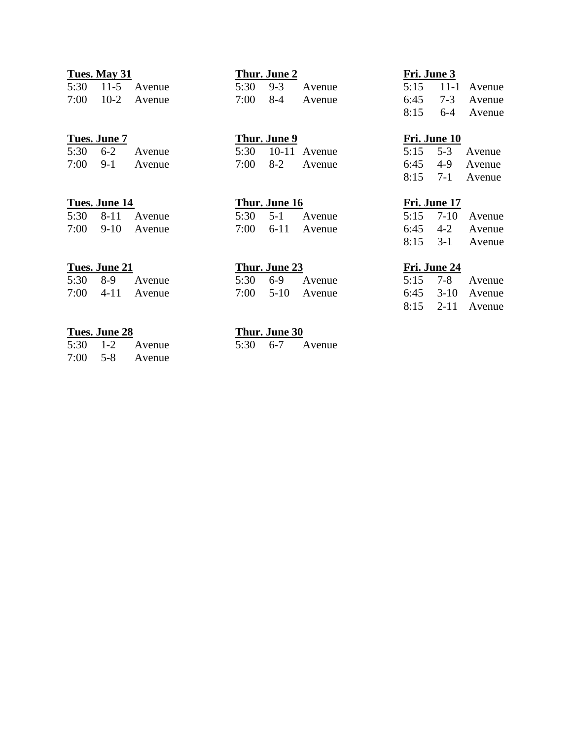**Tues. May 31**

| | | |
|---|---|---|
| 5:30 | 11-5 | Avenue |
| 7:00 | 10-2 | Avenue |

**Thur. June 2**

| | | |
|---|---|---|
| 5:30 | 9-3 | Avenue |
| 7:00 | 8-4 | Avenue |

**Fri. June 3**

| | | |
|---|---|---|
| 5:15 | 11-1 | Avenue |
| 6:45 | 7-3 | Avenue |
| 8:15 | 6-4 | Avenue |

**Tues. June 7**

| | | |
|---|---|---|
| 5:30 | 6-2 | Avenue |
| 7:00 | 9-1 | Avenue |

**Thur. June 9**

| | | |
|---|---|---|
| 5:30 | 10-11 | Avenue |
| 7:00 | 8-2 | Avenue |

**Fri. June 10**

| | | |
|---|---|---|
| 5:15 | 5-3 | Avenue |
| 6:45 | 4-9 | Avenue |
| 8:15 | 7-1 | Avenue |

**Tues. June 14**

| | | |
|---|---|---|
| 5:30 | 8-11 | Avenue |
| 7:00 | 9-10 | Avenue |

**Thur. June 16**

| | | |
|---|---|---|
| 5:30 | 5-1 | Avenue |
| 7:00 | 6-11 | Avenue |

**Fri. June 17**

| | | |
|---|---|---|
| 5:15 | 7-10 | Avenue |
| 6:45 | 4-2 | Avenue |
| 8:15 | 3-1 | Avenue |

**Tues. June 21**

| | | |
|---|---|---|
| 5:30 | 8-9 | Avenue |
| 7:00 | 4-11 | Avenue |

**Thur. June 23**

| | | |
|---|---|---|
| 5:30 | 6-9 | Avenue |
| 7:00 | 5-10 | Avenue |

**Fri. June 24**

| | | |
|---|---|---|
| 5:15 | 7-8 | Avenue |
| 6:45 | 3-10 | Avenue |
| 8:15 | 2-11 | Avenue |

**Tues. June 28**

| | | |
|---|---|---|
| 5:30 | 1-2 | Avenue |
| 7:00 | 5-8 | Avenue |

**Thur. June 30**

| | | |
|---|---|---|
| 5:30 | 6-7 | Avenue |